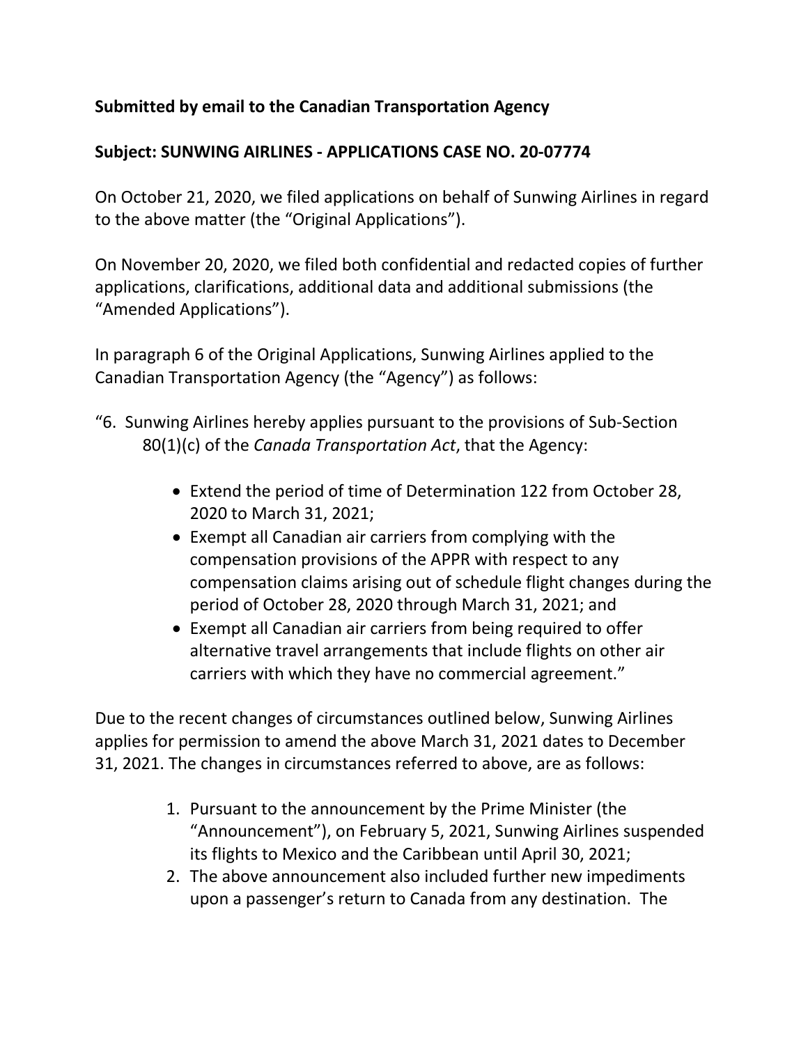**Submitted by email to the Canadian Transportation Agency**

**Subject: SUNWING AIRLINES - APPLICATIONS CASE NO. 20-07774**

On October 21, 2020, we filed applications on behalf of Sunwing Airlines in regard to the above matter (the "Original Applications").

On November 20, 2020, we filed both confidential and redacted copies of further applications, clarifications, additional data and additional submissions (the "Amended Applications").

In paragraph 6 of the Original Applications, Sunwing Airlines applied to the Canadian Transportation Agency (the "Agency") as follows:

"6. Sunwing Airlines hereby applies pursuant to the provisions of Sub-Section 80(1)(c) of the *Canada Transportation Act*, that the Agency:

- Extend the period of time of Determination 122 from October 28, 2020 to March 31, 2021;
- Exempt all Canadian air carriers from complying with the compensation provisions of the APPR with respect to any compensation claims arising out of schedule flight changes during the period of October 28, 2020 through March 31, 2021; and
- Exempt all Canadian air carriers from being required to offer alternative travel arrangements that include flights on other air carriers with which they have no commercial agreement."

Due to the recent changes of circumstances outlined below, Sunwing Airlines applies for permission to amend the above March 31, 2021 dates to December 31, 2021. The changes in circumstances referred to above, are as follows:

1. Pursuant to the announcement by the Prime Minister (the "Announcement"), on February 5, 2021, Sunwing Airlines suspended its flights to Mexico and the Caribbean until April 30, 2021;
2. The above announcement also included further new impediments upon a passenger's return to Canada from any destination. The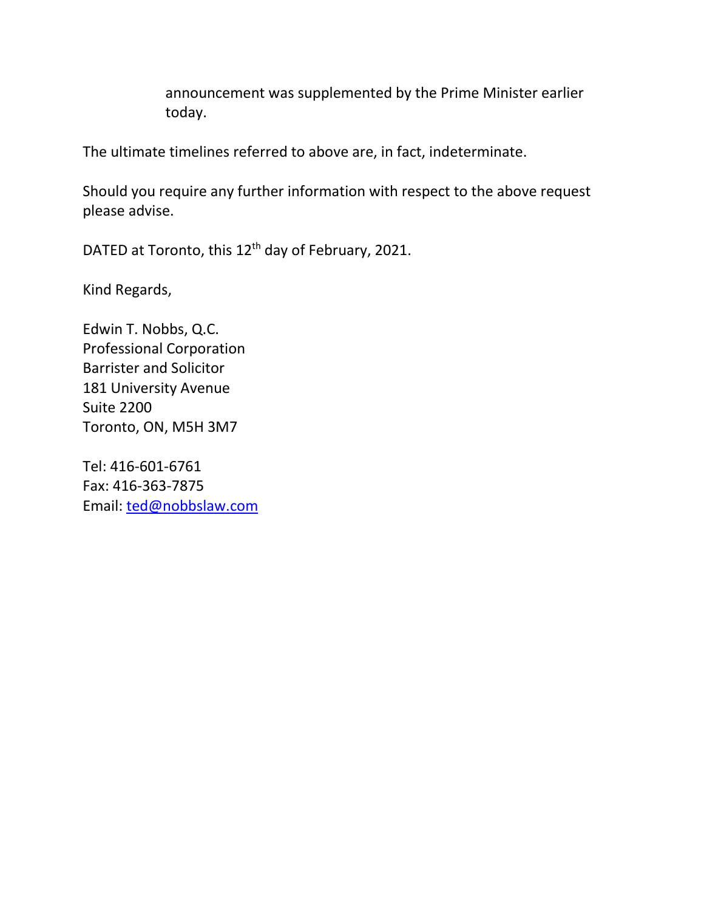announcement was supplemented by the Prime Minister earlier today.

The ultimate timelines referred to above are, in fact, indeterminate.

Should you require any further information with respect to the above request please advise.

DATED at Toronto, this 12th day of February, 2021.

Kind Regards,

Edwin T. Nobbs, Q.C.
Professional Corporation
Barrister and Solicitor
181 University Avenue
Suite 2200
Toronto, ON, M5H 3M7

Tel: 416-601-6761
Fax: 416-363-7875
Email: ted@nobbslaw.com